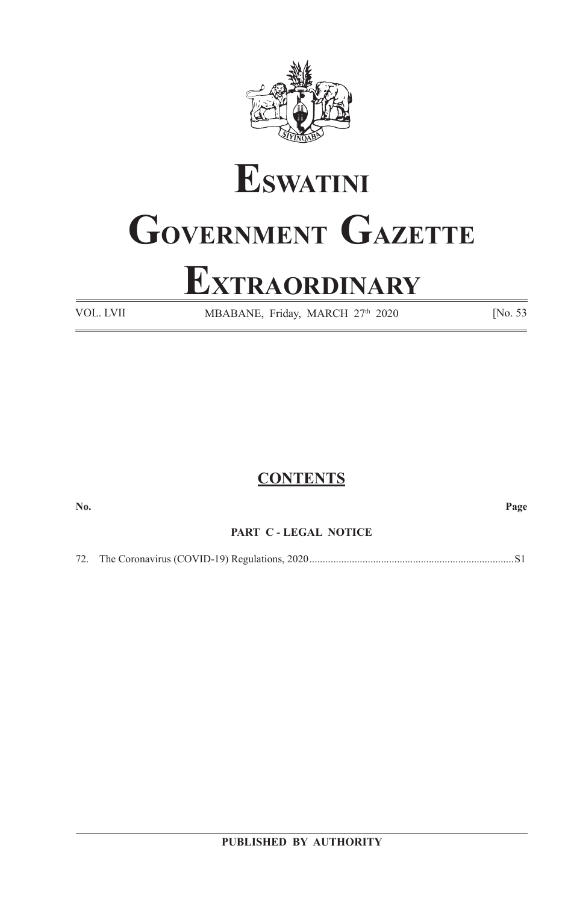# Eswatini

# Government Gazette

# Extraordinary

VOL. LVII MBABANE, Friday, MARCH 27th 2020 [No. 53

## CONTENTS

**No.** **Page**

**PART C - LEGAL NOTICE**

72. The Coronavirus (COVID-19) Regulations, 2020 ........................................................................... S1

**PUBLISHED BY AUTHORITY**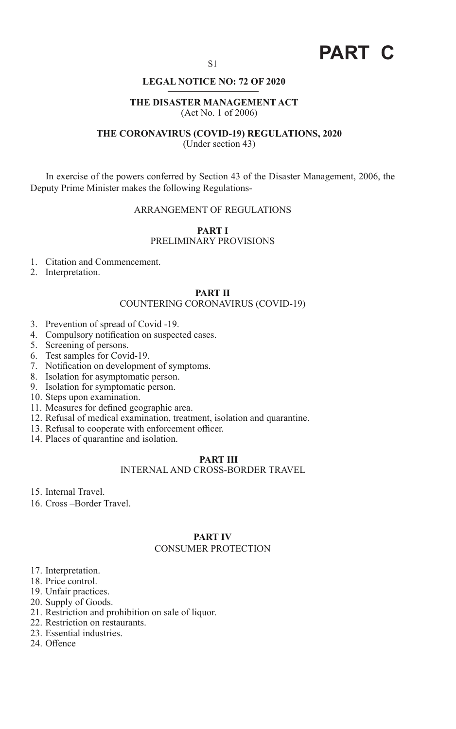# PART C

**LEGAL NOTICE NO: 72 OF 2020**

**THE DISASTER MANAGEMENT ACT**
(Act No. 1 of 2006)

**THE CORONAVIRUS (COVID-19) REGULATIONS, 2020**
(Under section 43)

In exercise of the powers conferred by Section 43 of the Disaster Management, 2006, the Deputy Prime Minister makes the following Regulations-

ARRANGEMENT OF REGULATIONS

**PART I**
PRELIMINARY PROVISIONS

1. Citation and Commencement.
2. Interpretation.

**PART II**
COUNTERING CORONAVIRUS (COVID-19)

3. Prevention of spread of Covid -19.
4. Compulsory notification on suspected cases.
5. Screening of persons.
6. Test samples for Covid-19.
7. Notification on development of symptoms.
8. Isolation for asymptomatic person.
9. Isolation for symptomatic person.
10. Steps upon examination.
11. Measures for defined geographic area.
12. Refusal of medical examination, treatment, isolation and quarantine.
13. Refusal to cooperate with enforcement officer.
14. Places of quarantine and isolation.

**PART III**
INTERNAL AND CROSS-BORDER TRAVEL

15. Internal Travel.
16. Cross –Border Travel.

**PART IV**
CONSUMER PROTECTION

17. Interpretation.
18. Price control.
19. Unfair practices.
20. Supply of Goods.
21. Restriction and prohibition on sale of liquor.
22. Restriction on restaurants.
23. Essential industries.
24. Offence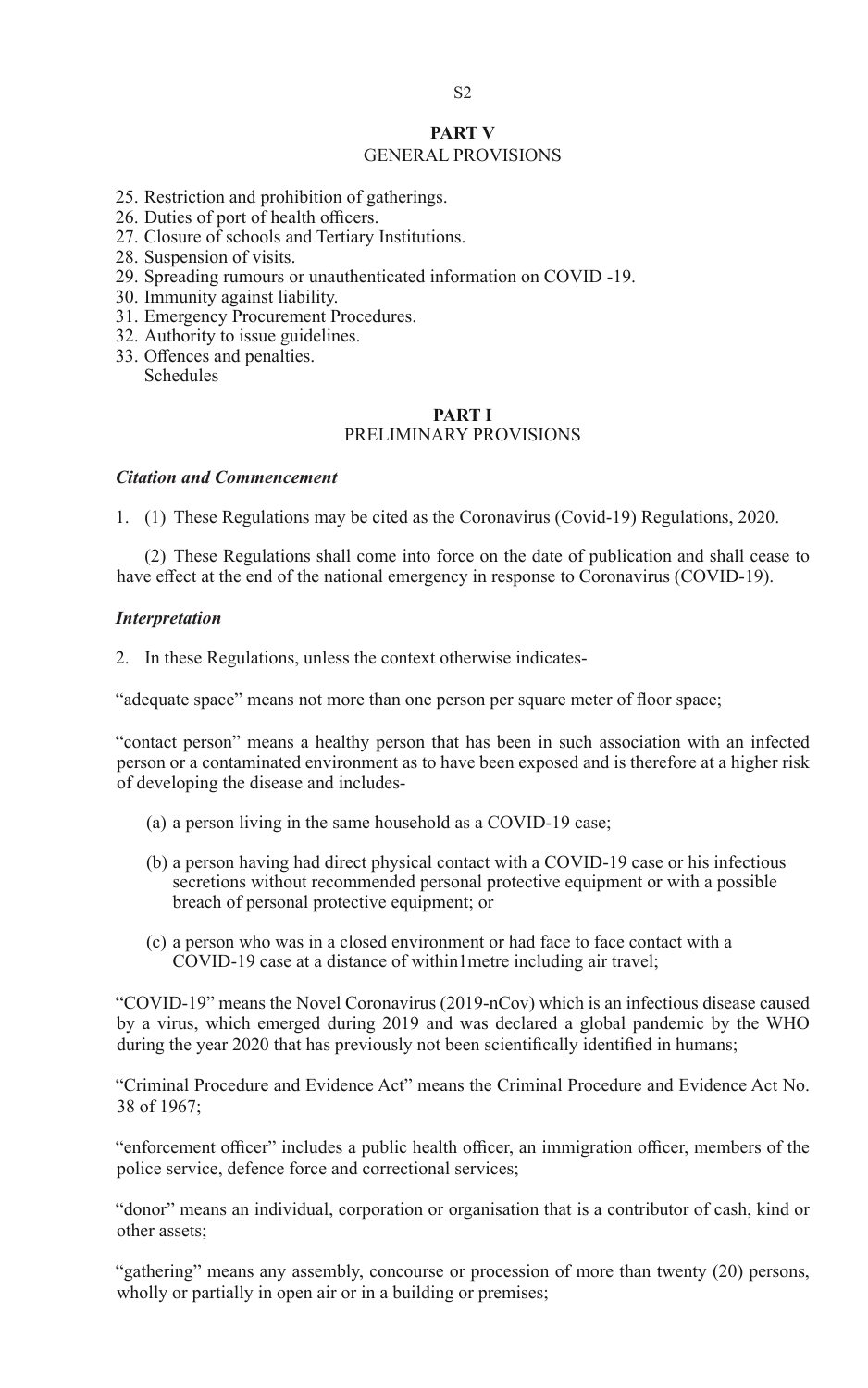## PART V
GENERAL PROVISIONS

25. Restriction and prohibition of gatherings.
26. Duties of port of health officers.
27. Closure of schools and Tertiary Institutions.
28. Suspension of visits.
29. Spreading rumours or unauthenticated information on COVID -19.
30. Immunity against liability.
31. Emergency Procurement Procedures.
32. Authority to issue guidelines.
33. Offences and penalties.
    Schedules

## PART I
PRELIMINARY PROVISIONS

***Citation and Commencement***

1. (1) These Regulations may be cited as the Coronavirus (Covid-19) Regulations, 2020.

(2) These Regulations shall come into force on the date of publication and shall cease to have effect at the end of the national emergency in response to Coronavirus (COVID-19).

***Interpretation***

2. In these Regulations, unless the context otherwise indicates-

"adequate space" means not more than one person per square meter of floor space;

"contact person" means a healthy person that has been in such association with an infected person or a contaminated environment as to have been exposed and is therefore at a higher risk of developing the disease and includes-

(a) a person living in the same household as a COVID-19 case;

(b) a person having had direct physical contact with a COVID-19 case or his infectious secretions without recommended personal protective equipment or with a possible breach of personal protective equipment; or

(c) a person who was in a closed environment or had face to face contact with a COVID-19 case at a distance of within1metre including air travel;

"COVID-19" means the Novel Coronavirus (2019-nCov) which is an infectious disease caused by a virus, which emerged during 2019 and was declared a global pandemic by the WHO during the year 2020 that has previously not been scientifically identified in humans;

"Criminal Procedure and Evidence Act" means the Criminal Procedure and Evidence Act No. 38 of 1967;

"enforcement officer" includes a public health officer, an immigration officer, members of the police service, defence force and correctional services;

"donor" means an individual, corporation or organisation that is a contributor of cash, kind or other assets;

"gathering" means any assembly, concourse or procession of more than twenty (20) persons, wholly or partially in open air or in a building or premises;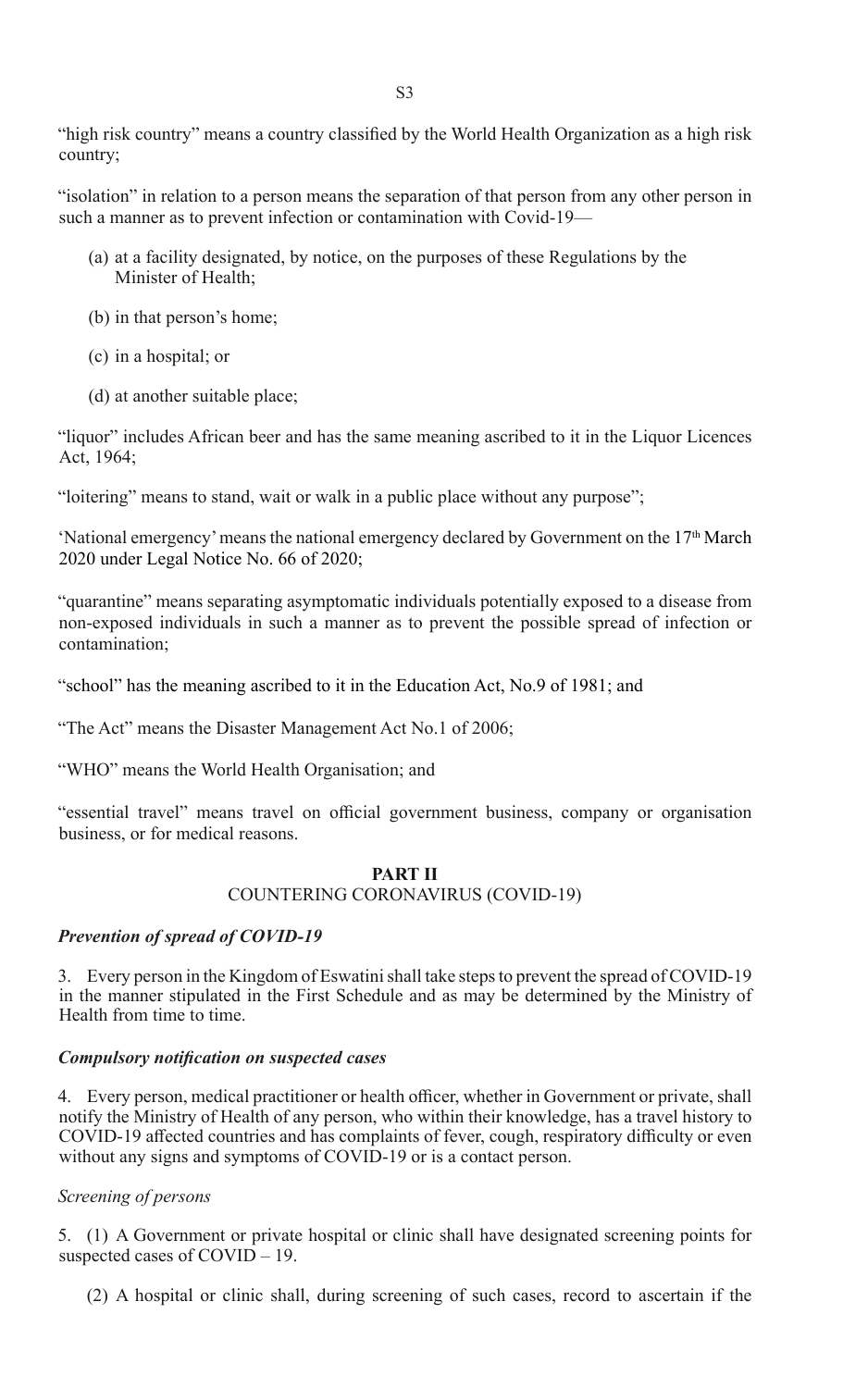"high risk country" means a country classified by the World Health Organization as a high risk country;

"isolation" in relation to a person means the separation of that person from any other person in such a manner as to prevent infection or contamination with Covid-19—

(a) at a facility designated, by notice, on the purposes of these Regulations by the Minister of Health;

(b) in that person's home;

(c) in a hospital; or

(d) at another suitable place;

"liquor" includes African beer and has the same meaning ascribed to it in the Liquor Licences Act, 1964;

"loitering" means to stand, wait or walk in a public place without any purpose";

'National emergency' means the national emergency declared by Government on the 17th March 2020 under Legal Notice No. 66 of 2020;

"quarantine" means separating asymptomatic individuals potentially exposed to a disease from non-exposed individuals in such a manner as to prevent the possible spread of infection or contamination;

"school" has the meaning ascribed to it in the Education Act, No.9 of 1981; and

"The Act" means the Disaster Management Act No.1 of 2006;

"WHO" means the World Health Organisation; and

"essential travel" means travel on official government business, company or organisation business, or for medical reasons.

## PART II
## COUNTERING CORONAVIRUS (COVID-19)

***Prevention of spread of COVID-19***

3. Every person in the Kingdom of Eswatini shall take steps to prevent the spread of COVID-19 in the manner stipulated in the First Schedule and as may be determined by the Ministry of Health from time to time.

***Compulsory notification on suspected cases***

4. Every person, medical practitioner or health officer, whether in Government or private, shall notify the Ministry of Health of any person, who within their knowledge, has a travel history to COVID-19 affected countries and has complaints of fever, cough, respiratory difficulty or even without any signs and symptoms of COVID-19 or is a contact person.

*Screening of persons*

5. (1) A Government or private hospital or clinic shall have designated screening points for suspected cases of COVID – 19.

(2) A hospital or clinic shall, during screening of such cases, record to ascertain if the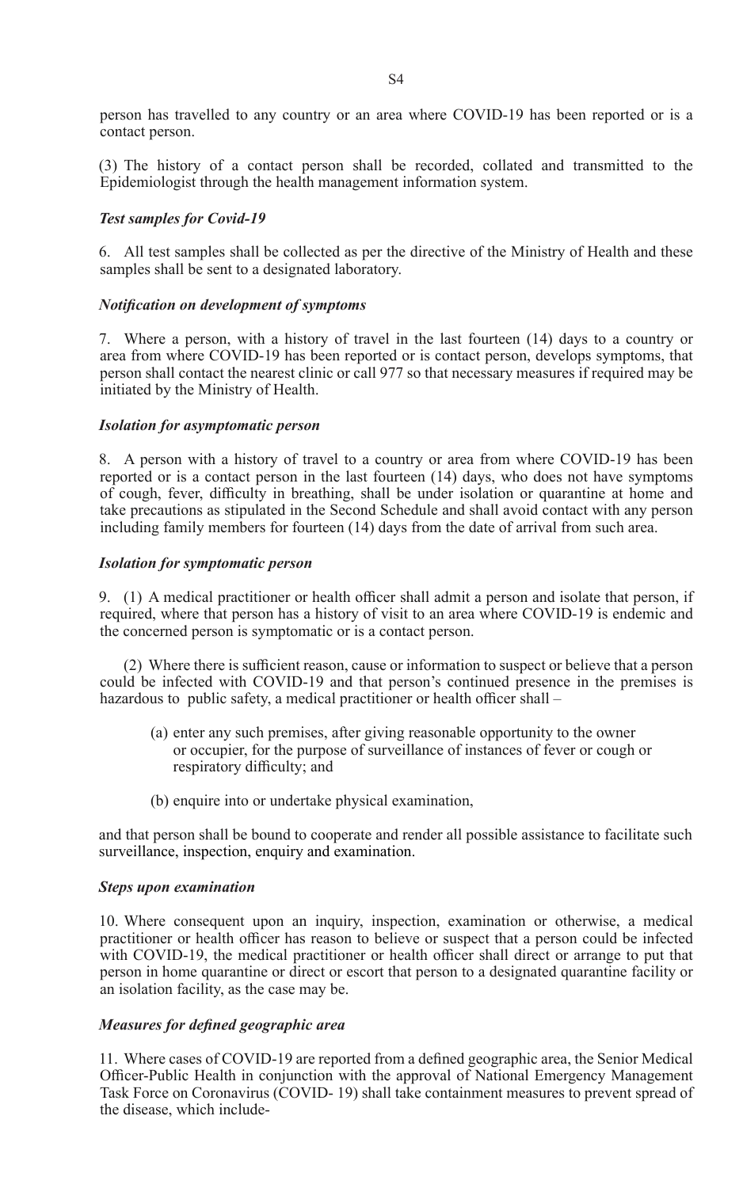person has travelled to any country or an area where COVID-19 has been reported or is a contact person.

(3) The history of a contact person shall be recorded, collated and transmitted to the Epidemiologist through the health management information system.

***Test samples for Covid-19***

6. All test samples shall be collected as per the directive of the Ministry of Health and these samples shall be sent to a designated laboratory.

***Notification on development of symptoms***

7. Where a person, with a history of travel in the last fourteen (14) days to a country or area from where COVID-19 has been reported or is contact person, develops symptoms, that person shall contact the nearest clinic or call 977 so that necessary measures if required may be initiated by the Ministry of Health.

***Isolation for asymptomatic person***

8. A person with a history of travel to a country or area from where COVID-19 has been reported or is a contact person in the last fourteen (14) days, who does not have symptoms of cough, fever, difficulty in breathing, shall be under isolation or quarantine at home and take precautions as stipulated in the Second Schedule and shall avoid contact with any person including family members for fourteen (14) days from the date of arrival from such area.

***Isolation for symptomatic person***

9. (1) A medical practitioner or health officer shall admit a person and isolate that person, if required, where that person has a history of visit to an area where COVID-19 is endemic and the concerned person is symptomatic or is a contact person.

(2) Where there is sufficient reason, cause or information to suspect or believe that a person could be infected with COVID-19 and that person's continued presence in the premises is hazardous to public safety, a medical practitioner or health officer shall –

(a) enter any such premises, after giving reasonable opportunity to the owner or occupier, for the purpose of surveillance of instances of fever or cough or respiratory difficulty; and

(b) enquire into or undertake physical examination,

and that person shall be bound to cooperate and render all possible assistance to facilitate such surveillance, inspection, enquiry and examination.

***Steps upon examination***

10. Where consequent upon an inquiry, inspection, examination or otherwise, a medical practitioner or health officer has reason to believe or suspect that a person could be infected with COVID-19, the medical practitioner or health officer shall direct or arrange to put that person in home quarantine or direct or escort that person to a designated quarantine facility or an isolation facility, as the case may be.

***Measures for defined geographic area***

11. Where cases of COVID-19 are reported from a defined geographic area, the Senior Medical Officer-Public Health in conjunction with the approval of National Emergency Management Task Force on Coronavirus (COVID- 19) shall take containment measures to prevent spread of the disease, which include-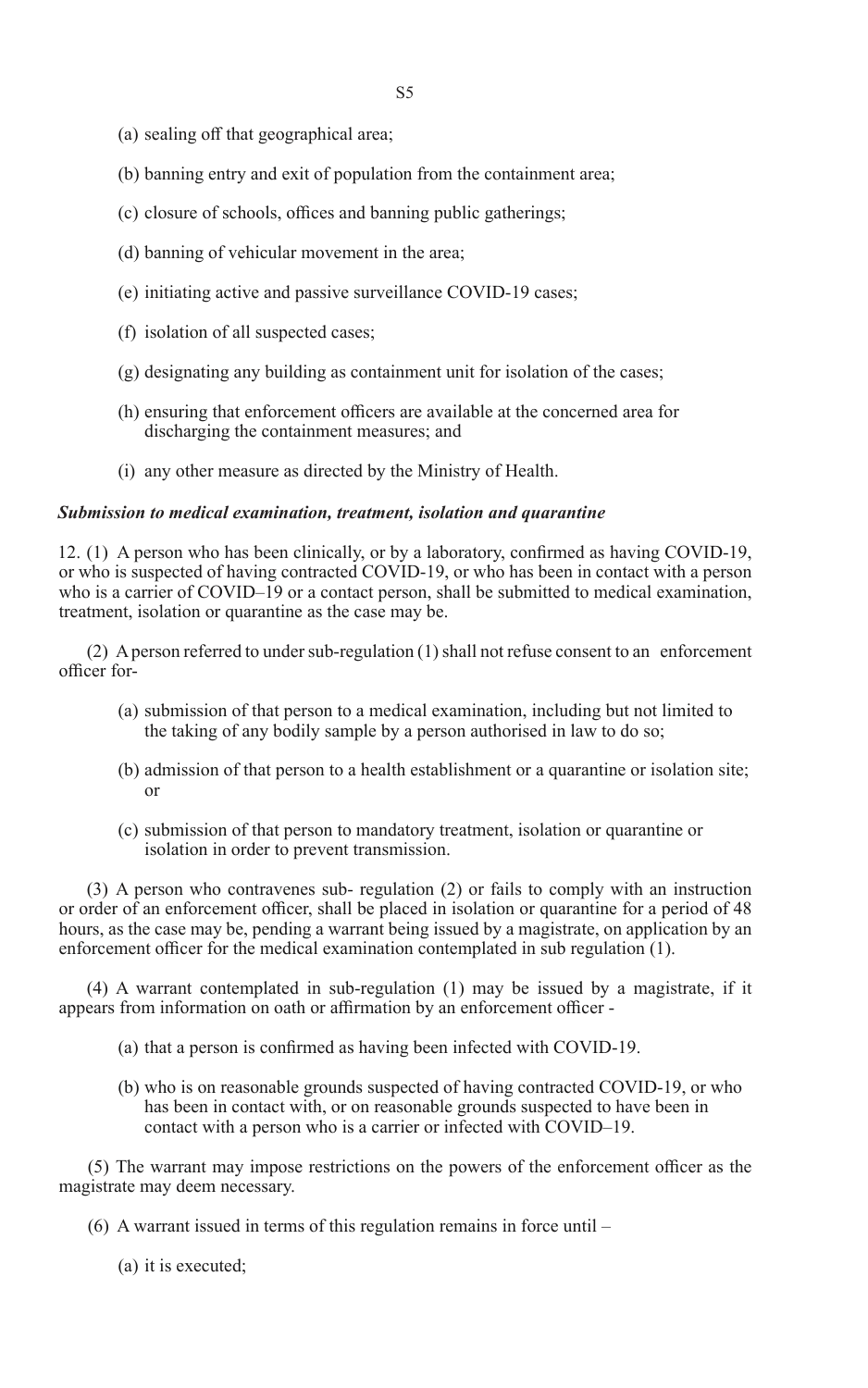(a) sealing off that geographical area;

(b) banning entry and exit of population from the containment area;

(c) closure of schools, offices and banning public gatherings;

(d) banning of vehicular movement in the area;

(e) initiating active and passive surveillance COVID-19 cases;

(f) isolation of all suspected cases;

(g) designating any building as containment unit for isolation of the cases;

(h) ensuring that enforcement officers are available at the concerned area for discharging the containment measures; and

(i) any other measure as directed by the Ministry of Health.

***Submission to medical examination, treatment, isolation and quarantine***

12. (1) A person who has been clinically, or by a laboratory, confirmed as having COVID-19, or who is suspected of having contracted COVID-19, or who has been in contact with a person who is a carrier of COVID–19 or a contact person, shall be submitted to medical examination, treatment, isolation or quarantine as the case may be.

(2) A person referred to under sub-regulation (1) shall not refuse consent to an enforcement officer for-

(a) submission of that person to a medical examination, including but not limited to the taking of any bodily sample by a person authorised in law to do so;

(b) admission of that person to a health establishment or a quarantine or isolation site; or

(c) submission of that person to mandatory treatment, isolation or quarantine or isolation in order to prevent transmission.

(3) A person who contravenes sub- regulation (2) or fails to comply with an instruction or order of an enforcement officer, shall be placed in isolation or quarantine for a period of 48 hours, as the case may be, pending a warrant being issued by a magistrate, on application by an enforcement officer for the medical examination contemplated in sub regulation (1).

(4) A warrant contemplated in sub-regulation (1) may be issued by a magistrate, if it appears from information on oath or affirmation by an enforcement officer -

(a) that a person is confirmed as having been infected with COVID-19.

(b) who is on reasonable grounds suspected of having contracted COVID-19, or who has been in contact with, or on reasonable grounds suspected to have been in contact with a person who is a carrier or infected with COVID–19.

(5) The warrant may impose restrictions on the powers of the enforcement officer as the magistrate may deem necessary.

(6) A warrant issued in terms of this regulation remains in force until –

(a) it is executed;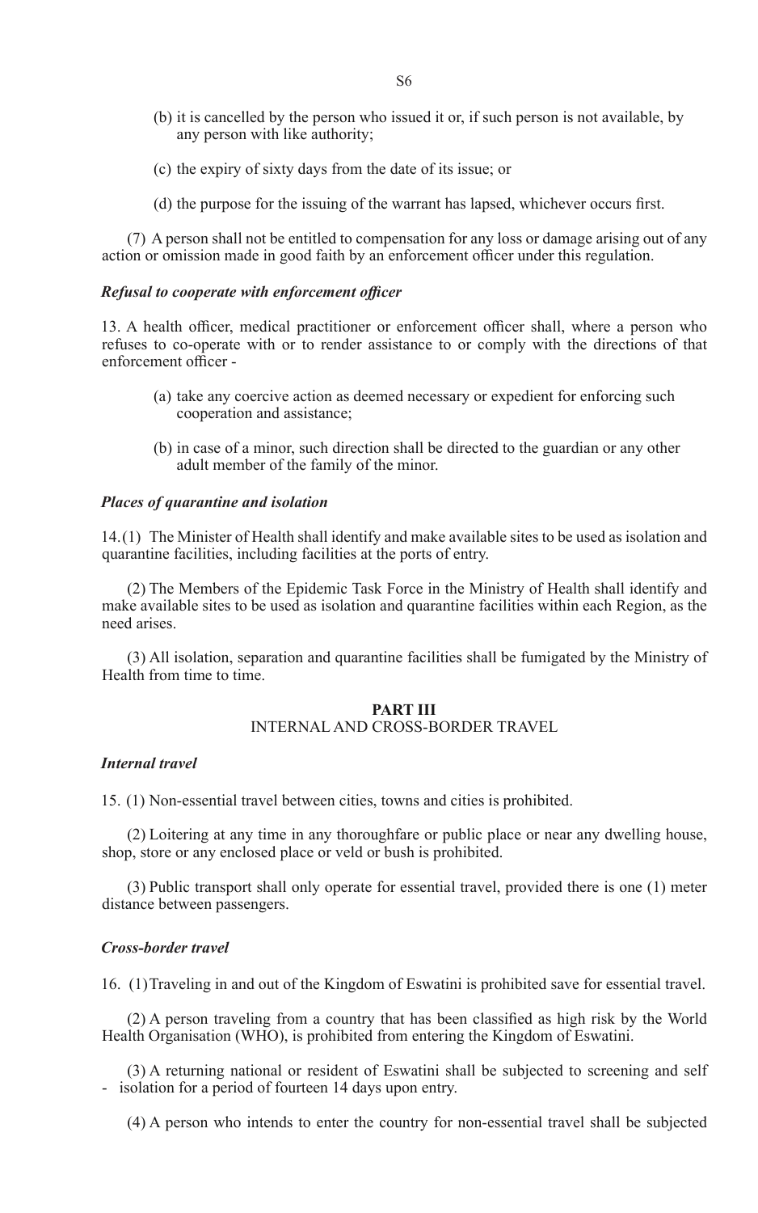(b) it is cancelled by the person who issued it or, if such person is not available, by any person with like authority;

(c) the expiry of sixty days from the date of its issue; or

(d) the purpose for the issuing of the warrant has lapsed, whichever occurs first.

(7) A person shall not be entitled to compensation for any loss or damage arising out of any action or omission made in good faith by an enforcement officer under this regulation.

***Refusal to cooperate with enforcement officer***

13. A health officer, medical practitioner or enforcement officer shall, where a person who refuses to co-operate with or to render assistance to or comply with the directions of that enforcement officer -

(a) take any coercive action as deemed necessary or expedient for enforcing such cooperation and assistance;

(b) in case of a minor, such direction shall be directed to the guardian or any other adult member of the family of the minor.

***Places of quarantine and isolation***

14.(1) The Minister of Health shall identify and make available sites to be used as isolation and quarantine facilities, including facilities at the ports of entry.

(2) The Members of the Epidemic Task Force in the Ministry of Health shall identify and make available sites to be used as isolation and quarantine facilities within each Region, as the need arises.

(3) All isolation, separation and quarantine facilities shall be fumigated by the Ministry of Health from time to time.

## PART III
INTERNAL AND CROSS-BORDER TRAVEL

***Internal travel***

15. (1) Non-essential travel between cities, towns and cities is prohibited.

(2) Loitering at any time in any thoroughfare or public place or near any dwelling house, shop, store or any enclosed place or veld or bush is prohibited.

(3) Public transport shall only operate for essential travel, provided there is one (1) meter distance between passengers.

***Cross-border travel***

16. (1) Traveling in and out of the Kingdom of Eswatini is prohibited save for essential travel.

(2) A person traveling from a country that has been classified as high risk by the World Health Organisation (WHO), is prohibited from entering the Kingdom of Eswatini.

(3) A returning national or resident of Eswatini shall be subjected to screening and self - isolation for a period of fourteen 14 days upon entry.

(4) A person who intends to enter the country for non-essential travel shall be subjected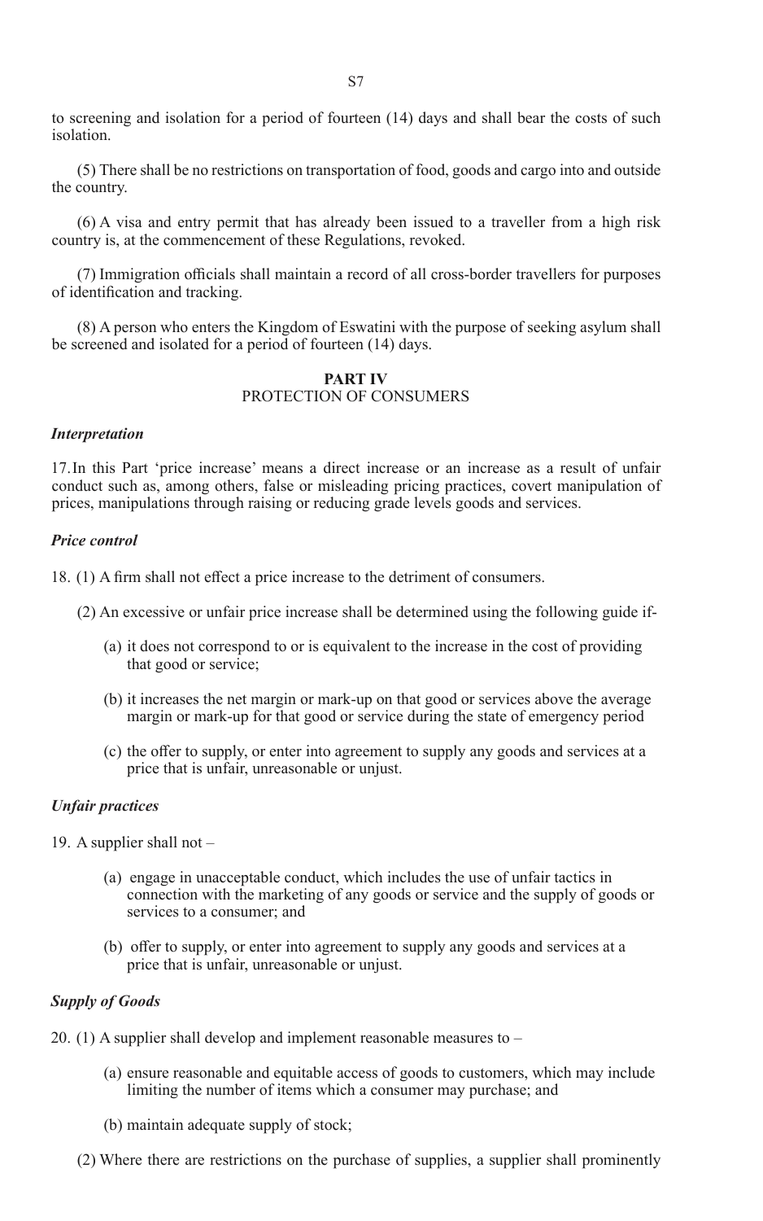to screening and isolation for a period of fourteen (14) days and shall bear the costs of such isolation.

(5) There shall be no restrictions on transportation of food, goods and cargo into and outside the country.

(6) A visa and entry permit that has already been issued to a traveller from a high risk country is, at the commencement of these Regulations, revoked.

(7) Immigration officials shall maintain a record of all cross-border travellers for purposes of identification and tracking.

(8) A person who enters the Kingdom of Eswatini with the purpose of seeking asylum shall be screened and isolated for a period of fourteen (14) days.

## PART IV
## PROTECTION OF CONSUMERS

***Interpretation***

17. In this Part 'price increase' means a direct increase or an increase as a result of unfair conduct such as, among others, false or misleading pricing practices, covert manipulation of prices, manipulations through raising or reducing grade levels goods and services.

***Price control***

18. (1) A firm shall not effect a price increase to the detriment of consumers.

(2) An excessive or unfair price increase shall be determined using the following guide if-

(a) it does not correspond to or is equivalent to the increase in the cost of providing that good or service;

(b) it increases the net margin or mark-up on that good or services above the average margin or mark-up for that good or service during the state of emergency period

(c) the offer to supply, or enter into agreement to supply any goods and services at a price that is unfair, unreasonable or unjust.

***Unfair practices***

19. A supplier shall not –

(a) engage in unacceptable conduct, which includes the use of unfair tactics in connection with the marketing of any goods or service and the supply of goods or services to a consumer; and

(b) offer to supply, or enter into agreement to supply any goods and services at a price that is unfair, unreasonable or unjust.

***Supply of Goods***

20. (1) A supplier shall develop and implement reasonable measures to –

(a) ensure reasonable and equitable access of goods to customers, which may include limiting the number of items which a consumer may purchase; and

(b) maintain adequate supply of stock;

(2) Where there are restrictions on the purchase of supplies, a supplier shall prominently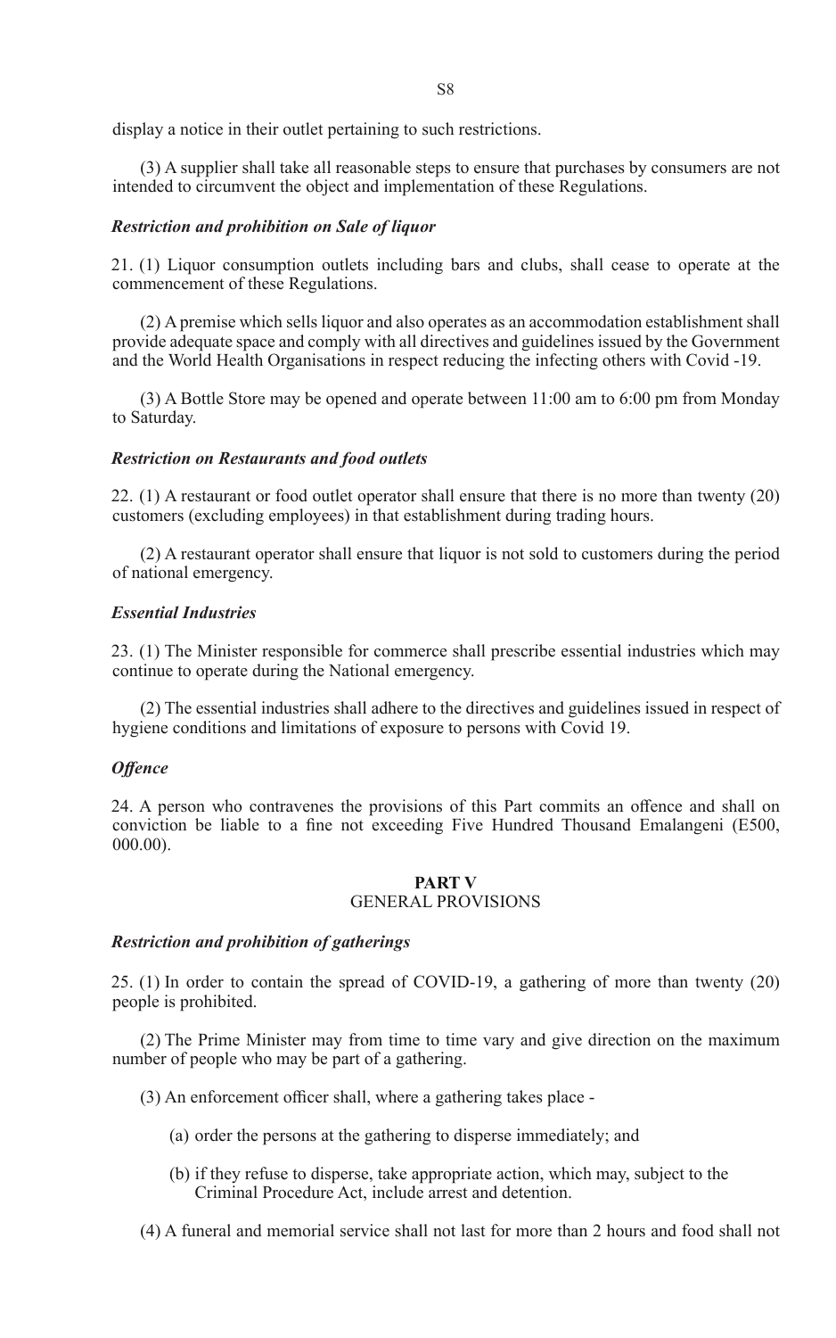display a notice in their outlet pertaining to such restrictions.

(3) A supplier shall take all reasonable steps to ensure that purchases by consumers are not intended to circumvent the object and implementation of these Regulations.

***Restriction and prohibition on Sale of liquor***

21. (1) Liquor consumption outlets including bars and clubs, shall cease to operate at the commencement of these Regulations.

(2) A premise which sells liquor and also operates as an accommodation establishment shall provide adequate space and comply with all directives and guidelines issued by the Government and the World Health Organisations in respect reducing the infecting others with Covid -19.

(3) A Bottle Store may be opened and operate between 11:00 am to 6:00 pm from Monday to Saturday.

***Restriction on Restaurants and food outlets***

22. (1) A restaurant or food outlet operator shall ensure that there is no more than twenty (20) customers (excluding employees) in that establishment during trading hours.

(2) A restaurant operator shall ensure that liquor is not sold to customers during the period of national emergency.

***Essential Industries***

23. (1) The Minister responsible for commerce shall prescribe essential industries which may continue to operate during the National emergency.

(2) The essential industries shall adhere to the directives and guidelines issued in respect of hygiene conditions and limitations of exposure to persons with Covid 19.

***Offence***

24. A person who contravenes the provisions of this Part commits an offence and shall on conviction be liable to a fine not exceeding Five Hundred Thousand Emalangeni (E500, 000.00).

## PART V
GENERAL PROVISIONS

***Restriction and prohibition of gatherings***

25. (1) In order to contain the spread of COVID-19, a gathering of more than twenty (20) people is prohibited.

(2) The Prime Minister may from time to time vary and give direction on the maximum number of people who may be part of a gathering.

(3) An enforcement officer shall, where a gathering takes place -

(a) order the persons at the gathering to disperse immediately; and

(b) if they refuse to disperse, take appropriate action, which may, subject to the Criminal Procedure Act, include arrest and detention.

(4) A funeral and memorial service shall not last for more than 2 hours and food shall not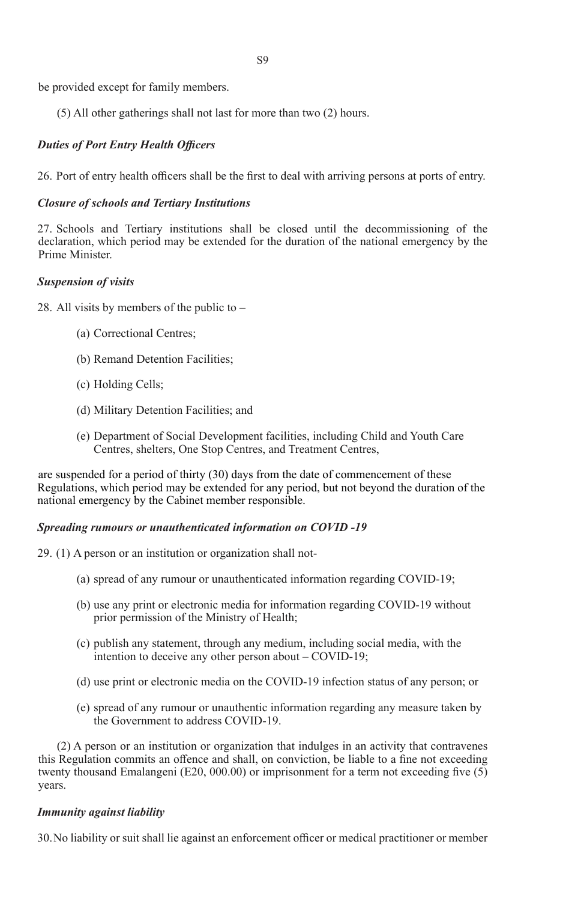be provided except for family members.

(5) All other gatherings shall not last for more than two (2) hours.

***Duties of Port Entry Health Officers***

26. Port of entry health officers shall be the first to deal with arriving persons at ports of entry.

***Closure of schools and Tertiary Institutions***

27. Schools and Tertiary institutions shall be closed until the decommissioning of the declaration, which period may be extended for the duration of the national emergency by the Prime Minister.

***Suspension of visits***

28. All visits by members of the public to –

(a) Correctional Centres;

(b) Remand Detention Facilities;

(c) Holding Cells;

(d) Military Detention Facilities; and

(e) Department of Social Development facilities, including Child and Youth Care Centres, shelters, One Stop Centres, and Treatment Centres,

are suspended for a period of thirty (30) days from the date of commencement of these Regulations, which period may be extended for any period, but not beyond the duration of the national emergency by the Cabinet member responsible.

***Spreading rumours or unauthenticated information on COVID -19***

29. (1) A person or an institution or organization shall not-

(a) spread of any rumour or unauthenticated information regarding COVID-19;

(b) use any print or electronic media for information regarding COVID-19 without prior permission of the Ministry of Health;

(c) publish any statement, through any medium, including social media, with the intention to deceive any other person about – COVID-19;

(d) use print or electronic media on the COVID-19 infection status of any person; or

(e) spread of any rumour or unauthentic information regarding any measure taken by the Government to address COVID-19.

(2) A person or an institution or organization that indulges in an activity that contravenes this Regulation commits an offence and shall, on conviction, be liable to a fine not exceeding twenty thousand Emalangeni (E20, 000.00) or imprisonment for a term not exceeding five (5) years.

***Immunity against liability***

30. No liability or suit shall lie against an enforcement officer or medical practitioner or member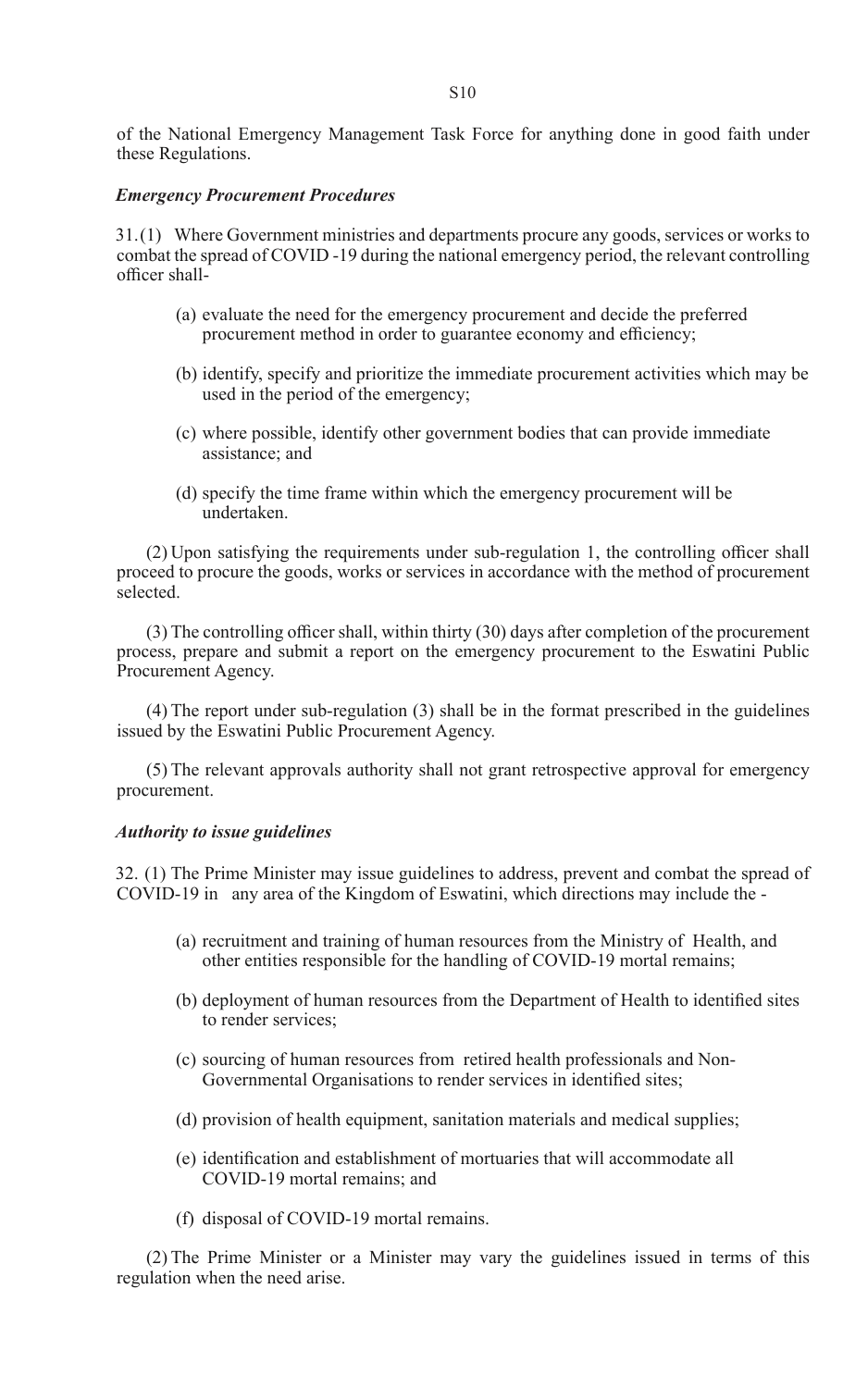of the National Emergency Management Task Force for anything done in good faith under these Regulations.

***Emergency Procurement Procedures***

31.(1) Where Government ministries and departments procure any goods, services or works to combat the spread of COVID -19 during the national emergency period, the relevant controlling officer shall-

(a) evaluate the need for the emergency procurement and decide the preferred procurement method in order to guarantee economy and efficiency;

(b) identify, specify and prioritize the immediate procurement activities which may be used in the period of the emergency;

(c) where possible, identify other government bodies that can provide immediate assistance; and

(d) specify the time frame within which the emergency procurement will be undertaken.

(2) Upon satisfying the requirements under sub-regulation 1, the controlling officer shall proceed to procure the goods, works or services in accordance with the method of procurement selected.

(3) The controlling officer shall, within thirty (30) days after completion of the procurement process, prepare and submit a report on the emergency procurement to the Eswatini Public Procurement Agency.

(4) The report under sub-regulation (3) shall be in the format prescribed in the guidelines issued by the Eswatini Public Procurement Agency.

(5) The relevant approvals authority shall not grant retrospective approval for emergency procurement.

***Authority to issue guidelines***

32. (1) The Prime Minister may issue guidelines to address, prevent and combat the spread of COVID-19 in any area of the Kingdom of Eswatini, which directions may include the -

(a) recruitment and training of human resources from the Ministry of Health, and other entities responsible for the handling of COVID-19 mortal remains;

(b) deployment of human resources from the Department of Health to identified sites to render services;

(c) sourcing of human resources from retired health professionals and Non-Governmental Organisations to render services in identified sites;

(d) provision of health equipment, sanitation materials and medical supplies;

(e) identification and establishment of mortuaries that will accommodate all COVID-19 mortal remains; and

(f) disposal of COVID-19 mortal remains.

(2) The Prime Minister or a Minister may vary the guidelines issued in terms of this regulation when the need arise.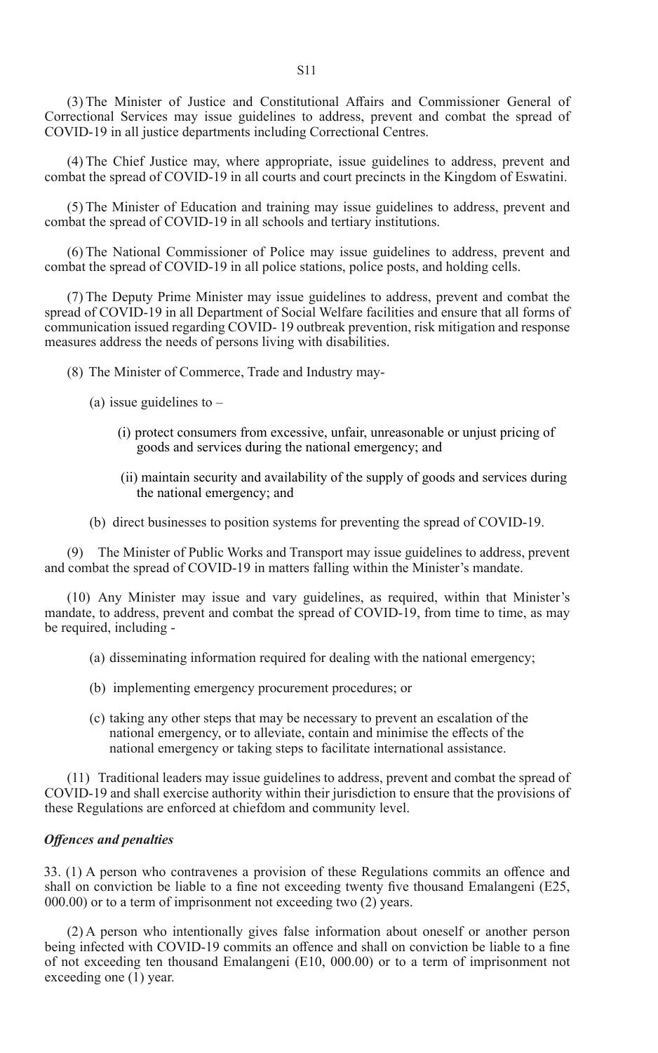(3) The Minister of Justice and Constitutional Affairs and Commissioner General of Correctional Services may issue guidelines to address, prevent and combat the spread of COVID-19 in all justice departments including Correctional Centres.

(4) The Chief Justice may, where appropriate, issue guidelines to address, prevent and combat the spread of COVID-19 in all courts and court precincts in the Kingdom of Eswatini.

(5) The Minister of Education and training may issue guidelines to address, prevent and combat the spread of COVID-19 in all schools and tertiary institutions.

(6) The National Commissioner of Police may issue guidelines to address, prevent and combat the spread of COVID-19 in all police stations, police posts, and holding cells.

(7) The Deputy Prime Minister may issue guidelines to address, prevent and combat the spread of COVID-19 in all Department of Social Welfare facilities and ensure that all forms of communication issued regarding COVID- 19 outbreak prevention, risk mitigation and response measures address the needs of persons living with disabilities.

(8) The Minister of Commerce, Trade and Industry may-

(a) issue guidelines to –

(i) protect consumers from excessive, unfair, unreasonable or unjust pricing of goods and services during the national emergency; and

(ii) maintain security and availability of the supply of goods and services during the national emergency; and

(b) direct businesses to position systems for preventing the spread of COVID-19.

(9) The Minister of Public Works and Transport may issue guidelines to address, prevent and combat the spread of COVID-19 in matters falling within the Minister's mandate.

(10) Any Minister may issue and vary guidelines, as required, within that Minister's mandate, to address, prevent and combat the spread of COVID-19, from time to time, as may be required, including -

(a) disseminating information required for dealing with the national emergency;

(b) implementing emergency procurement procedures; or

(c) taking any other steps that may be necessary to prevent an escalation of the national emergency, or to alleviate, contain and minimise the effects of the national emergency or taking steps to facilitate international assistance.

(11) Traditional leaders may issue guidelines to address, prevent and combat the spread of COVID-19 and shall exercise authority within their jurisdiction to ensure that the provisions of these Regulations are enforced at chiefdom and community level.

***Offences and penalties***

33. (1) A person who contravenes a provision of these Regulations commits an offence and shall on conviction be liable to a fine not exceeding twenty five thousand Emalangeni (E25, 000.00) or to a term of imprisonment not exceeding two (2) years.

(2) A person who intentionally gives false information about oneself or another person being infected with COVID-19 commits an offence and shall on conviction be liable to a fine of not exceeding ten thousand Emalangeni (E10, 000.00) or to a term of imprisonment not exceeding one (1) year.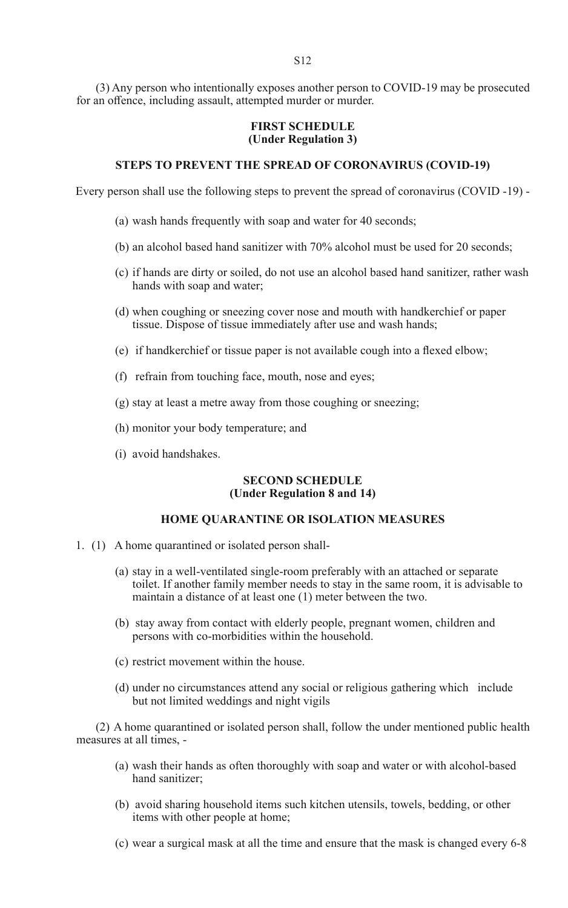(3) Any person who intentionally exposes another person to COVID-19 may be prosecuted for an offence, including assault, attempted murder or murder.

## FIRST SCHEDULE
**(Under Regulation 3)**

### STEPS TO PREVENT THE SPREAD OF CORONAVIRUS (COVID-19)

Every person shall use the following steps to prevent the spread of coronavirus (COVID -19) -

(a) wash hands frequently with soap and water for 40 seconds;

(b) an alcohol based hand sanitizer with 70% alcohol must be used for 20 seconds;

(c) if hands are dirty or soiled, do not use an alcohol based hand sanitizer, rather wash hands with soap and water;

(d) when coughing or sneezing cover nose and mouth with handkerchief or paper tissue. Dispose of tissue immediately after use and wash hands;

(e) if handkerchief or tissue paper is not available cough into a flexed elbow;

(f) refrain from touching face, mouth, nose and eyes;

(g) stay at least a metre away from those coughing or sneezing;

(h) monitor your body temperature; and

(i) avoid handshakes.

## SECOND SCHEDULE
**(Under Regulation 8 and 14)**

### HOME QUARANTINE OR ISOLATION MEASURES

1. (1) A home quarantined or isolated person shall-

(a) stay in a well-ventilated single-room preferably with an attached or separate toilet. If another family member needs to stay in the same room, it is advisable to maintain a distance of at least one (1) meter between the two.

(b) stay away from contact with elderly people, pregnant women, children and persons with co-morbidities within the household.

(c) restrict movement within the house.

(d) under no circumstances attend any social or religious gathering which include but not limited weddings and night vigils

(2) A home quarantined or isolated person shall, follow the under mentioned public health measures at all times, -

(a) wash their hands as often thoroughly with soap and water or with alcohol-based hand sanitizer;

(b) avoid sharing household items such kitchen utensils, towels, bedding, or other items with other people at home;

(c) wear a surgical mask at all the time and ensure that the mask is changed every 6-8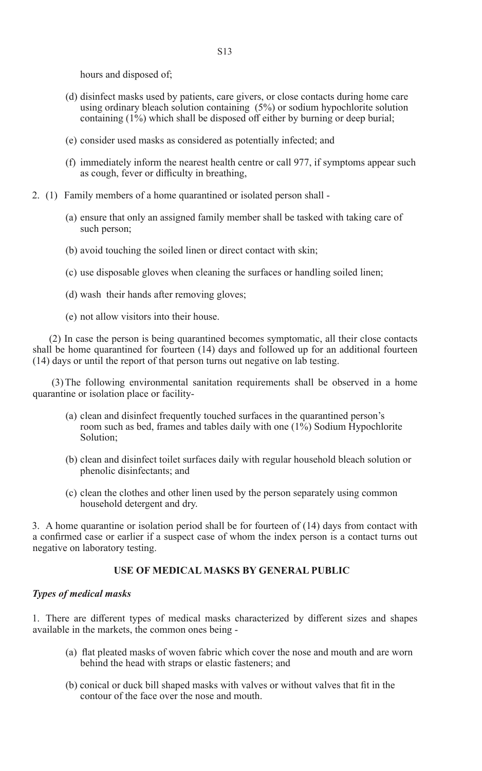hours and disposed of;

(d) disinfect masks used by patients, care givers, or close contacts during home care using ordinary bleach solution containing (5%) or sodium hypochlorite solution containing (1%) which shall be disposed off either by burning or deep burial;

(e) consider used masks as considered as potentially infected; and

(f) immediately inform the nearest health centre or call 977, if symptoms appear such as cough, fever or difficulty in breathing,

2. (1) Family members of a home quarantined or isolated person shall -

(a) ensure that only an assigned family member shall be tasked with taking care of such person;

(b) avoid touching the soiled linen or direct contact with skin;

(c) use disposable gloves when cleaning the surfaces or handling soiled linen;

(d) wash their hands after removing gloves;

(e) not allow visitors into their house.

(2) In case the person is being quarantined becomes symptomatic, all their close contacts shall be home quarantined for fourteen (14) days and followed up for an additional fourteen (14) days or until the report of that person turns out negative on lab testing.

(3) The following environmental sanitation requirements shall be observed in a home quarantine or isolation place or facility-

(a) clean and disinfect frequently touched surfaces in the quarantined person's room such as bed, frames and tables daily with one (1%) Sodium Hypochlorite Solution;

(b) clean and disinfect toilet surfaces daily with regular household bleach solution or phenolic disinfectants; and

(c) clean the clothes and other linen used by the person separately using common household detergent and dry.

3. A home quarantine or isolation period shall be for fourteen of (14) days from contact with a confirmed case or earlier if a suspect case of whom the index person is a contact turns out negative on laboratory testing.

## USE OF MEDICAL MASKS BY GENERAL PUBLIC

***Types of medical masks***

1. There are different types of medical masks characterized by different sizes and shapes available in the markets, the common ones being -

(a) flat pleated masks of woven fabric which cover the nose and mouth and are worn behind the head with straps or elastic fasteners; and

(b) conical or duck bill shaped masks with valves or without valves that fit in the contour of the face over the nose and mouth.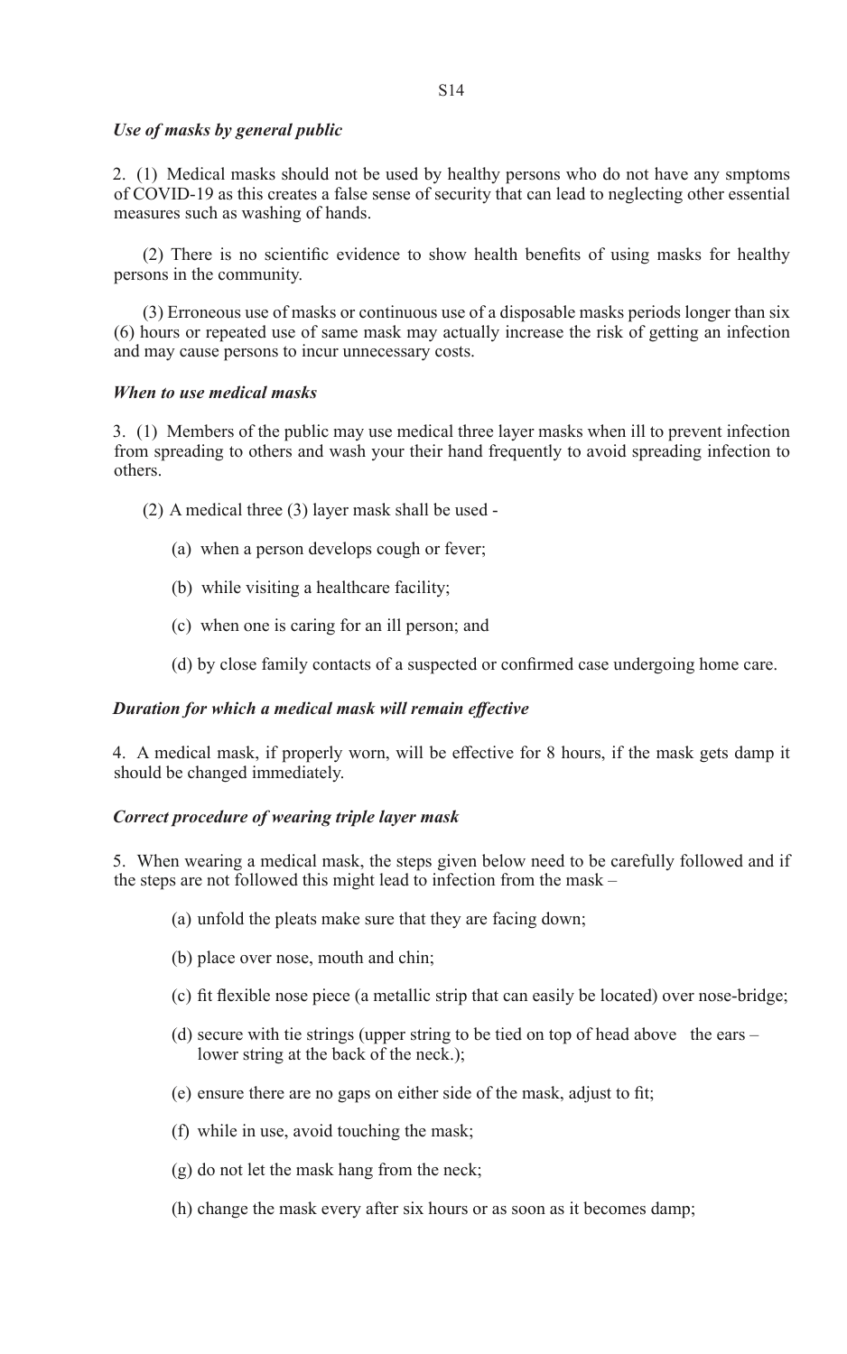### *Use of masks by general public*

2. (1) Medical masks should not be used by healthy persons who do not have any smptoms of COVID-19 as this creates a false sense of security that can lead to neglecting other essential measures such as washing of hands.

(2) There is no scientific evidence to show health benefits of using masks for healthy persons in the community.

(3) Erroneous use of masks or continuous use of a disposable masks periods longer than six (6) hours or repeated use of same mask may actually increase the risk of getting an infection and may cause persons to incur unnecessary costs.

### *When to use medical masks*

3. (1) Members of the public may use medical three layer masks when ill to prevent infection from spreading to others and wash your their hand frequently to avoid spreading infection to others.

(2) A medical three (3) layer mask shall be used -

(a) when a person develops cough or fever;

(b) while visiting a healthcare facility;

(c) when one is caring for an ill person; and

(d) by close family contacts of a suspected or confirmed case undergoing home care.

### *Duration for which a medical mask will remain effective*

4. A medical mask, if properly worn, will be effective for 8 hours, if the mask gets damp it should be changed immediately.

### *Correct procedure of wearing triple layer mask*

5. When wearing a medical mask, the steps given below need to be carefully followed and if the steps are not followed this might lead to infection from the mask –

(a) unfold the pleats make sure that they are facing down;

(b) place over nose, mouth and chin;

(c) fit flexible nose piece (a metallic strip that can easily be located) over nose-bridge;

(d) secure with tie strings (upper string to be tied on top of head above the ears – lower string at the back of the neck.);

(e) ensure there are no gaps on either side of the mask, adjust to fit;

(f) while in use, avoid touching the mask;

(g) do not let the mask hang from the neck;

(h) change the mask every after six hours or as soon as it becomes damp;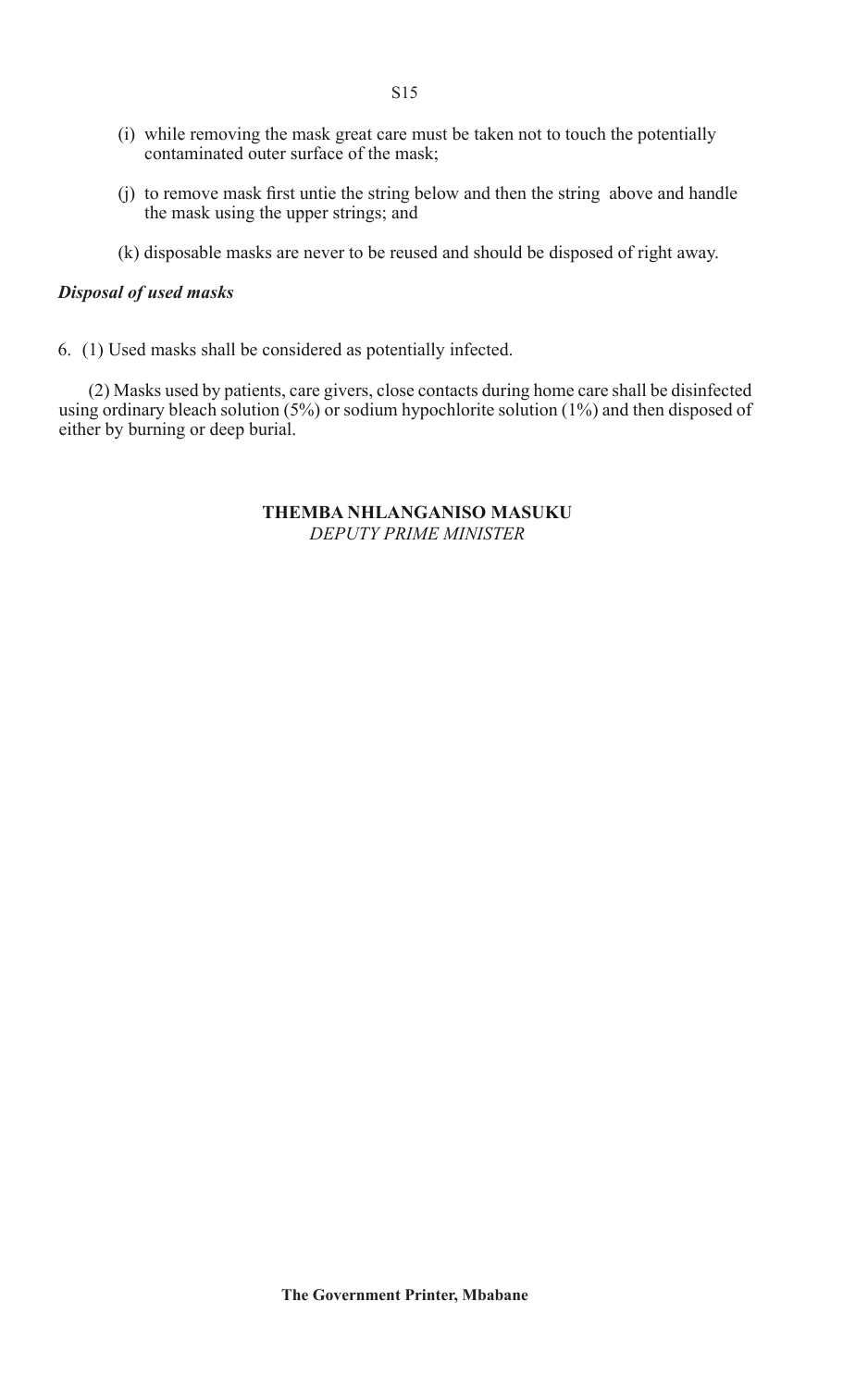(i) while removing the mask great care must be taken not to touch the potentially contaminated outer surface of the mask;

(j) to remove mask first untie the string below and then the string above and handle the mask using the upper strings; and

(k) disposable masks are never to be reused and should be disposed of right away.

***Disposal of used masks***

6. (1) Used masks shall be considered as potentially infected.

(2) Masks used by patients, care givers, close contacts during home care shall be disinfected using ordinary bleach solution (5%) or sodium hypochlorite solution (1%) and then disposed of either by burning or deep burial.

**THEMBA NHLANGANISO MASUKU**
*DEPUTY PRIME MINISTER*

**The Government Printer, Mbabane**